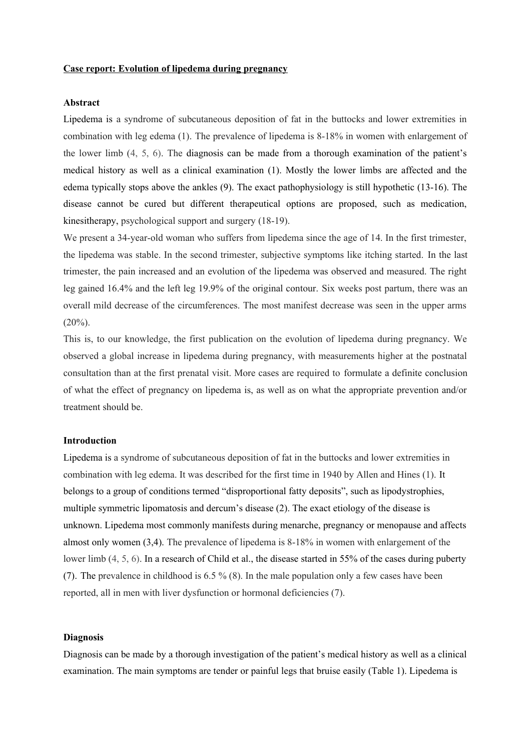**Case report: Evolution of lipedema during pregnancy**

**Abstract**

Lipedema is a syndrome of subcutaneous deposition of fat in the buttocks and lower extremities in combination with leg edema (1). The prevalence of lipedema is 8-18% in women with enlargement of the lower limb (4, 5, 6). The diagnosis can be made from a thorough examination of the patient's medical history as well as a clinical examination (1). Mostly the lower limbs are affected and the edema typically stops above the ankles (9). The exact pathophysiology is still hypothetic (13-16). The disease cannot be cured but different therapeutical options are proposed, such as medication, kinesitherapy, psychological support and surgery (18-19).

We present a 34-year-old woman who suffers from lipedema since the age of 14. In the first trimester, the lipedema was stable. In the second trimester, subjective symptoms like itching started. In the last trimester, the pain increased and an evolution of the lipedema was observed and measured. The right leg gained 16.4% and the left leg 19.9% of the original contour. Six weeks post partum, there was an overall mild decrease of the circumferences. The most manifest decrease was seen in the upper arms (20%).

This is, to our knowledge, the first publication on the evolution of lipedema during pregnancy. We observed a global increase in lipedema during pregnancy, with measurements higher at the postnatal consultation than at the first prenatal visit. More cases are required to formulate a definite conclusion of what the effect of pregnancy on lipedema is, as well as on what the appropriate prevention and/or treatment should be.

**Introduction**

Lipedema is a syndrome of subcutaneous deposition of fat in the buttocks and lower extremities in combination with leg edema. It was described for the first time in 1940 by Allen and Hines (1). It belongs to a group of conditions termed "disproportional fatty deposits", such as lipodystrophies, multiple symmetric lipomatosis and dercum's disease (2). The exact etiology of the disease is unknown. Lipedema most commonly manifests during menarche, pregnancy or menopause and affects almost only women (3,4). The prevalence of lipedema is 8-18% in women with enlargement of the lower limb (4, 5, 6). In a research of Child et al., the disease started in 55% of the cases during puberty (7). The prevalence in childhood is 6.5 % (8). In the male population only a few cases have been reported, all in men with liver dysfunction or hormonal deficiencies (7).

**Diagnosis**

Diagnosis can be made by a thorough investigation of the patient's medical history as well as a clinical examination. The main symptoms are tender or painful legs that bruise easily (Table 1). Lipedema is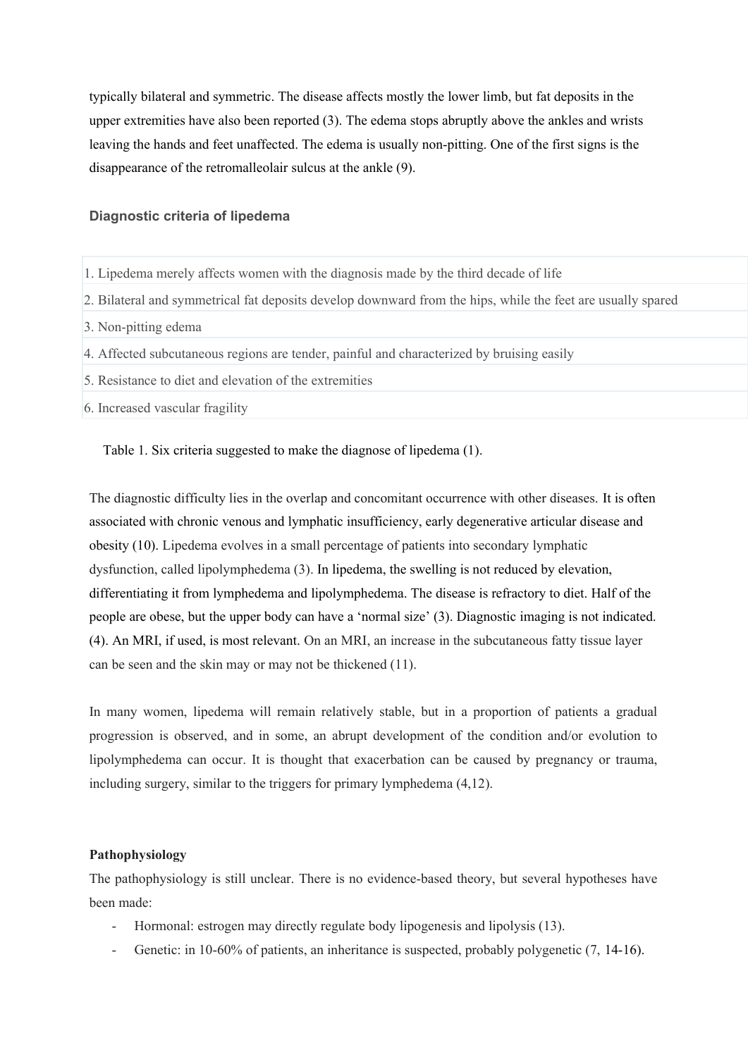typically bilateral and symmetric. The disease affects mostly the lower limb, but fat deposits in the upper extremities have also been reported (3). The edema stops abruptly above the ankles and wrists leaving the hands and feet unaffected. The edema is usually non-pitting. One of the first signs is the disappearance of the retromalleolair sulcus at the ankle (9).

### Diagnostic criteria of lipedema

| |
|---|
| 1. Lipedema merely affects women with the diagnosis made by the third decade of life |
| 2. Bilateral and symmetrical fat deposits develop downward from the hips, while the feet are usually spared |
| 3. Non-pitting edema |
| 4. Affected subcutaneous regions are tender, painful and characterized by bruising easily |
| 5. Resistance to diet and elevation of the extremities |
| 6. Increased vascular fragility |

Table 1. Six criteria suggested to make the diagnose of lipedema (1).

The diagnostic difficulty lies in the overlap and concomitant occurrence with other diseases. It is often associated with chronic venous and lymphatic insufficiency, early degenerative articular disease and obesity (10). Lipedema evolves in a small percentage of patients into secondary lymphatic dysfunction, called lipolymphedema (3). In lipedema, the swelling is not reduced by elevation, differentiating it from lymphedema and lipolymphedema. The disease is refractory to diet. Half of the people are obese, but the upper body can have a 'normal size' (3). Diagnostic imaging is not indicated. (4). An MRI, if used, is most relevant. On an MRI, an increase in the subcutaneous fatty tissue layer can be seen and the skin may or may not be thickened (11).

In many women, lipedema will remain relatively stable, but in a proportion of patients a gradual progression is observed, and in some, an abrupt development of the condition and/or evolution to lipolymphedema can occur. It is thought that exacerbation can be caused by pregnancy or trauma, including surgery, similar to the triggers for primary lymphedema (4,12).

**Pathophysiology**

The pathophysiology is still unclear. There is no evidence-based theory, but several hypotheses have been made:

- Hormonal: estrogen may directly regulate body lipogenesis and lipolysis (13).
- Genetic: in 10-60% of patients, an inheritance is suspected, probably polygenetic (7, 14-16).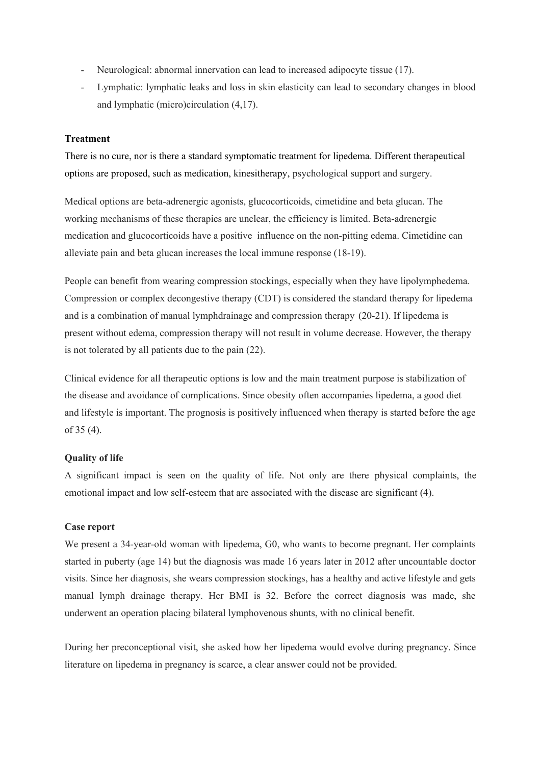- Neurological: abnormal innervation can lead to increased adipocyte tissue (17).
- Lymphatic: lymphatic leaks and loss in skin elasticity can lead to secondary changes in blood and lymphatic (micro)circulation (4,17).

**Treatment**

There is no cure, nor is there a standard symptomatic treatment for lipedema. Different therapeutical options are proposed, such as medication, kinesitherapy, psychological support and surgery.

Medical options are beta-adrenergic agonists, glucocorticoids, cimetidine and beta glucan. The working mechanisms of these therapies are unclear, the efficiency is limited. Beta-adrenergic medication and glucocorticoids have a positive influence on the non-pitting edema. Cimetidine can alleviate pain and beta glucan increases the local immune response (18-19).

People can benefit from wearing compression stockings, especially when they have lipolymphedema. Compression or complex decongestive therapy (CDT) is considered the standard therapy for lipedema and is a combination of manual lymphdrainage and compression therapy (20-21). If lipedema is present without edema, compression therapy will not result in volume decrease. However, the therapy is not tolerated by all patients due to the pain (22).

Clinical evidence for all therapeutic options is low and the main treatment purpose is stabilization of the disease and avoidance of complications. Since obesity often accompanies lipedema, a good diet and lifestyle is important. The prognosis is positively influenced when therapy is started before the age of 35 (4).

**Quality of life**

A significant impact is seen on the quality of life. Not only are there physical complaints, the emotional impact and low self-esteem that are associated with the disease are significant (4).

**Case report**

We present a 34-year-old woman with lipedema, G0, who wants to become pregnant. Her complaints started in puberty (age 14) but the diagnosis was made 16 years later in 2012 after uncountable doctor visits. Since her diagnosis, she wears compression stockings, has a healthy and active lifestyle and gets manual lymph drainage therapy. Her BMI is 32. Before the correct diagnosis was made, she underwent an operation placing bilateral lymphovenous shunts, with no clinical benefit.

During her preconceptional visit, she asked how her lipedema would evolve during pregnancy. Since literature on lipedema in pregnancy is scarce, a clear answer could not be provided.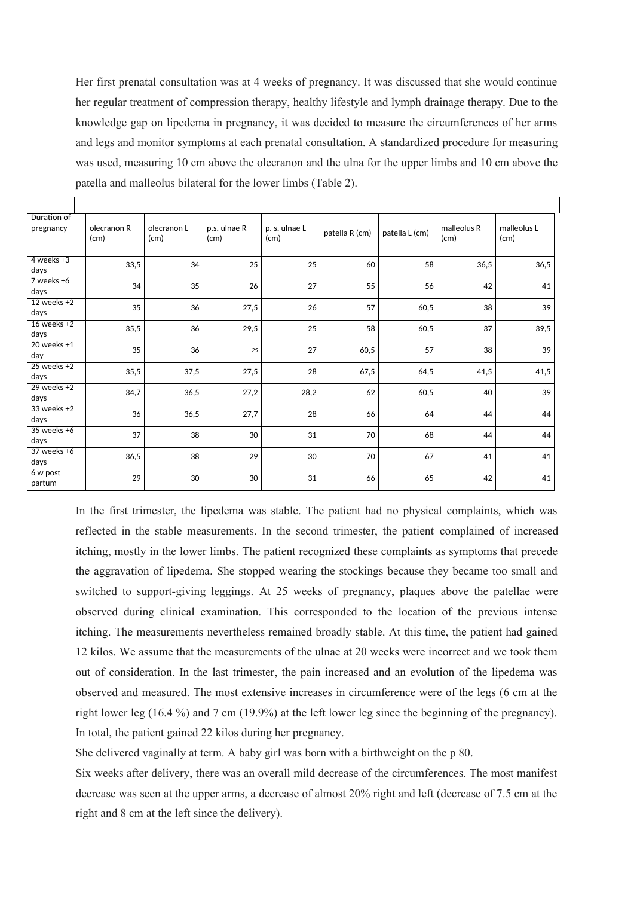Her first prenatal consultation was at 4 weeks of pregnancy. It was discussed that she would continue her regular treatment of compression therapy, healthy lifestyle and lymph drainage therapy. Due to the knowledge gap on lipedema in pregnancy, it was decided to measure the circumferences of her arms and legs and monitor symptoms at each prenatal consultation. A standardized procedure for measuring was used, measuring 10 cm above the olecranon and the ulna for the upper limbs and 10 cm above the patella and malleolus bilateral for the lower limbs (Table 2).

| Duration of pregnancy | olecranon R (cm) | olecranon L (cm) | p.s. ulnae R (cm) | p. s. ulnae L (cm) | patella R (cm) | patella L (cm) | malleolus R (cm) | malleolus L (cm) |
|---|---|---|---|---|---|---|---|---|
| 4 weeks +3 days | 33,5 | 34 | 25 | 25 | 60 | 58 | 36,5 | 36,5 |
| 7 weeks +6 days | 34 | 35 | 26 | 27 | 55 | 56 | 42 | 41 |
| 12 weeks +2 days | 35 | 36 | 27,5 | 26 | 57 | 60,5 | 38 | 39 |
| 16 weeks +2 days | 35,5 | 36 | 29,5 | 25 | 58 | 60,5 | 37 | 39,5 |
| 20 weeks +1 day | 35 | 36 | 25 | 27 | 60,5 | 57 | 38 | 39 |
| 25 weeks +2 days | 35,5 | 37,5 | 27,5 | 28 | 67,5 | 64,5 | 41,5 | 41,5 |
| 29 weeks +2 days | 34,7 | 36,5 | 27,2 | 28,2 | 62 | 60,5 | 40 | 39 |
| 33 weeks +2 days | 36 | 36,5 | 27,7 | 28 | 66 | 64 | 44 | 44 |
| 35 weeks +6 days | 37 | 38 | 30 | 31 | 70 | 68 | 44 | 44 |
| 37 weeks +6 days | 36,5 | 38 | 29 | 30 | 70 | 67 | 41 | 41 |
| 6 w post partum | 29 | 30 | 30 | 31 | 66 | 65 | 42 | 41 |

In the first trimester, the lipedema was stable. The patient had no physical complaints, which was reflected in the stable measurements. In the second trimester, the patient complained of increased itching, mostly in the lower limbs. The patient recognized these complaints as symptoms that precede the aggravation of lipedema. She stopped wearing the stockings because they became too small and switched to support-giving leggings. At 25 weeks of pregnancy, plaques above the patellae were observed during clinical examination. This corresponded to the location of the previous intense itching. The measurements nevertheless remained broadly stable. At this time, the patient had gained 12 kilos. We assume that the measurements of the ulnae at 20 weeks were incorrect and we took them out of consideration. In the last trimester, the pain increased and an evolution of the lipedema was observed and measured. The most extensive increases in circumference were of the legs (6 cm at the right lower leg (16.4 %) and 7 cm (19.9%) at the left lower leg since the beginning of the pregnancy). In total, the patient gained 22 kilos during her pregnancy.

She delivered vaginally at term. A baby girl was born with a birthweight on the p 80.

Six weeks after delivery, there was an overall mild decrease of the circumferences. The most manifest decrease was seen at the upper arms, a decrease of almost 20% right and left (decrease of 7.5 cm at the right and 8 cm at the left since the delivery).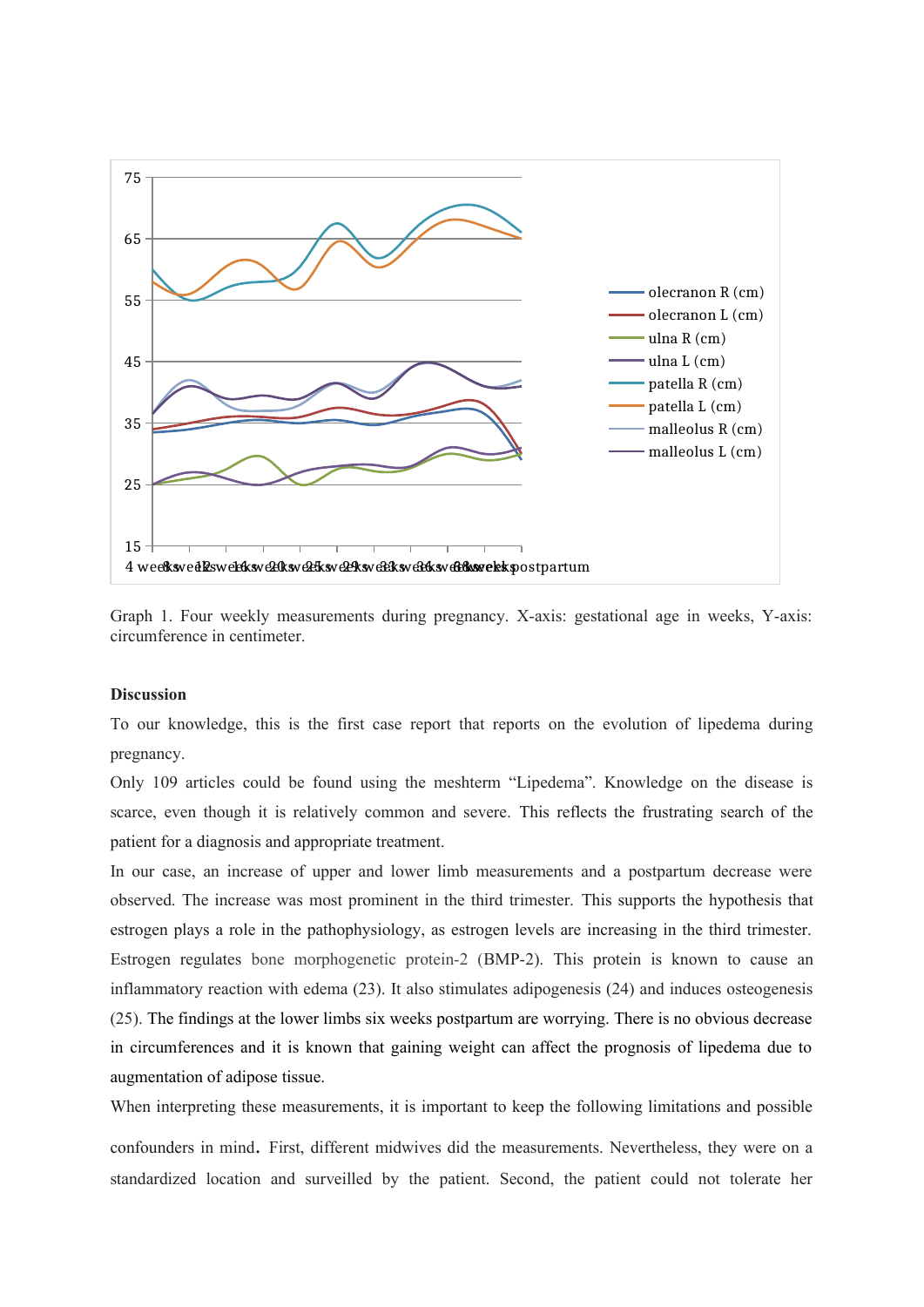Graph 1. Four weekly measurements during pregnancy. X-axis: gestational age in weeks, Y-axis: circumference in centimeter.

**Discussion**

To our knowledge, this is the first case report that reports on the evolution of lipedema during pregnancy.

Only 109 articles could be found using the meshterm "Lipedema". Knowledge on the disease is scarce, even though it is relatively common and severe. This reflects the frustrating search of the patient for a diagnosis and appropriate treatment.

In our case, an increase of upper and lower limb measurements and a postpartum decrease were observed. The increase was most prominent in the third trimester. This supports the hypothesis that estrogen plays a role in the pathophysiology, as estrogen levels are increasing in the third trimester. Estrogen regulates bone morphogenetic protein-2 (BMP-2). This protein is known to cause an inflammatory reaction with edema (23). It also stimulates adipogenesis (24) and induces osteogenesis (25). The findings at the lower limbs six weeks postpartum are worrying. There is no obvious decrease in circumferences and it is known that gaining weight can affect the prognosis of lipedema due to augmentation of adipose tissue.

When interpreting these measurements, it is important to keep the following limitations and possible confounders in mind. First, different midwives did the measurements. Nevertheless, they were on a standardized location and surveilled by the patient. Second, the patient could not tolerate her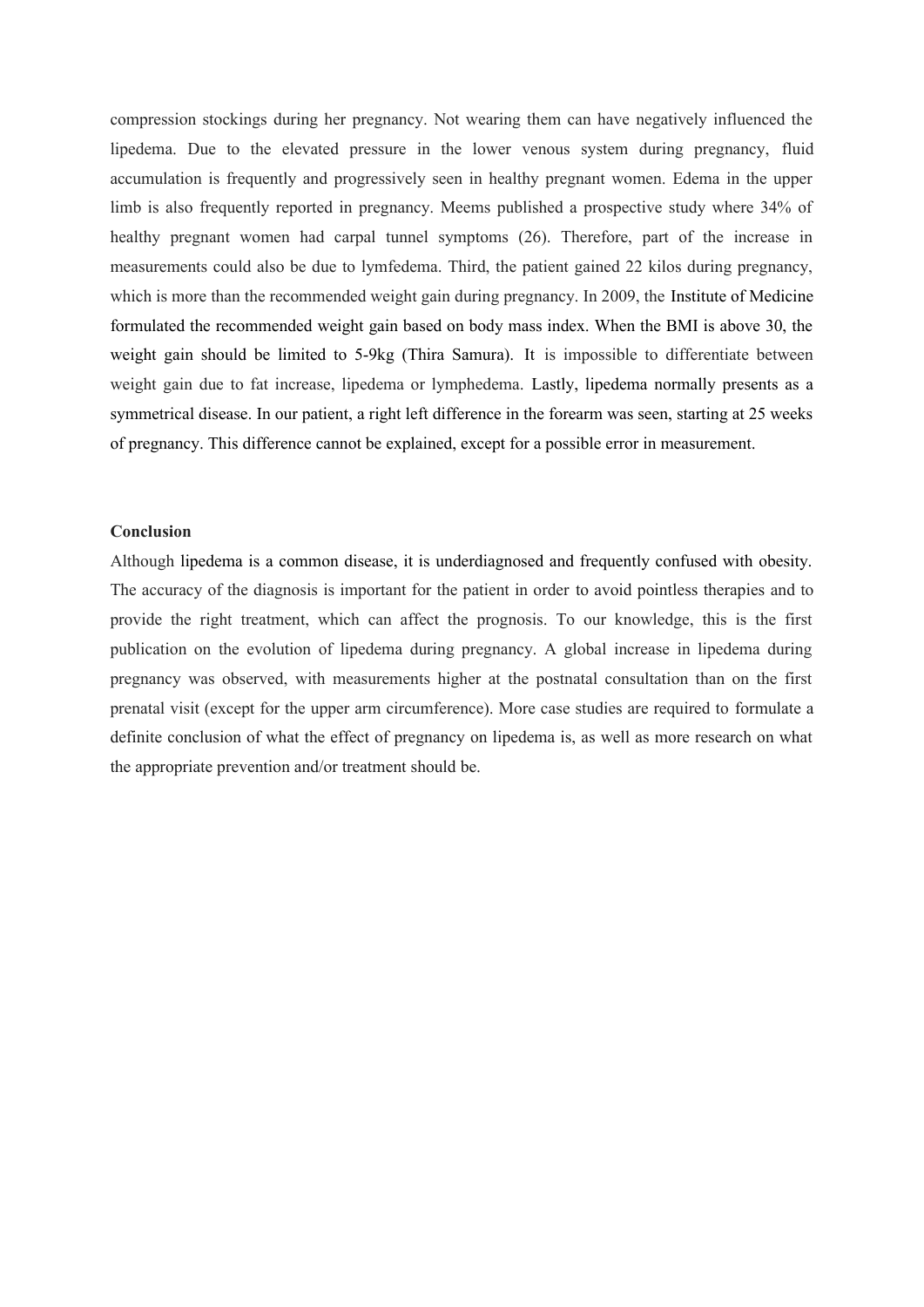compression stockings during her pregnancy. Not wearing them can have negatively influenced the lipedema. Due to the elevated pressure in the lower venous system during pregnancy, fluid accumulation is frequently and progressively seen in healthy pregnant women. Edema in the upper limb is also frequently reported in pregnancy. Meems published a prospective study where 34% of healthy pregnant women had carpal tunnel symptoms (26). Therefore, part of the increase in measurements could also be due to lymfedema. Third, the patient gained 22 kilos during pregnancy, which is more than the recommended weight gain during pregnancy. In 2009, the Institute of Medicine formulated the recommended weight gain based on body mass index. When the BMI is above 30, the weight gain should be limited to 5-9kg (Thira Samura). It is impossible to differentiate between weight gain due to fat increase, lipedema or lymphedema. Lastly, lipedema normally presents as a symmetrical disease. In our patient, a right left difference in the forearm was seen, starting at 25 weeks of pregnancy. This difference cannot be explained, except for a possible error in measurement.

**Conclusion**

Although lipedema is a common disease, it is underdiagnosed and frequently confused with obesity. The accuracy of the diagnosis is important for the patient in order to avoid pointless therapies and to provide the right treatment, which can affect the prognosis. To our knowledge, this is the first publication on the evolution of lipedema during pregnancy. A global increase in lipedema during pregnancy was observed, with measurements higher at the postnatal consultation than on the first prenatal visit (except for the upper arm circumference). More case studies are required to formulate a definite conclusion of what the effect of pregnancy on lipedema is, as well as more research on what the appropriate prevention and/or treatment should be.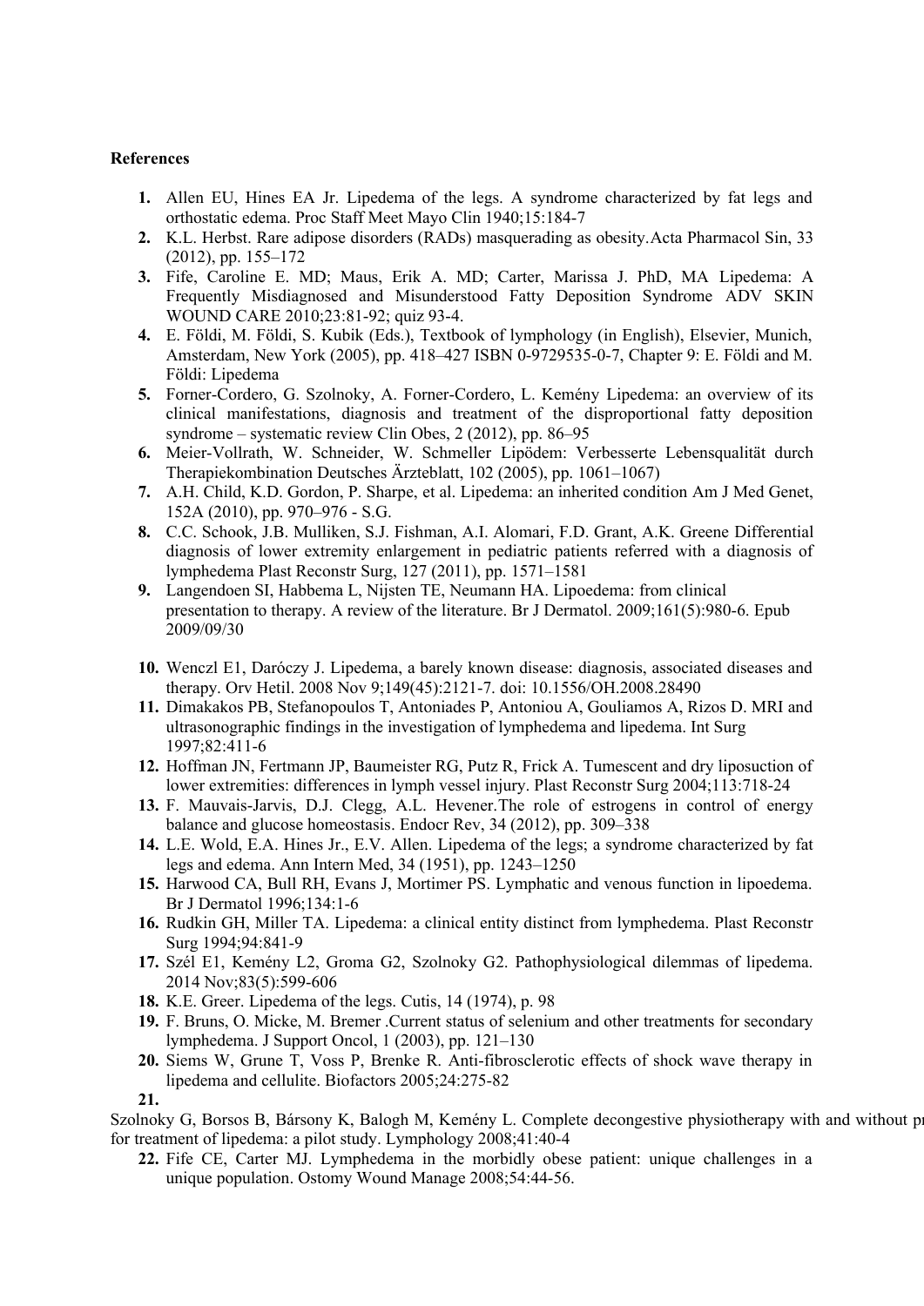**References**

1. Allen EU, Hines EA Jr. Lipedema of the legs. A syndrome characterized by fat legs and orthostatic edema. Proc Staff Meet Mayo Clin 1940;15:184-7
2. K.L. Herbst. Rare adipose disorders (RADs) masquerading as obesity.Acta Pharmacol Sin, 33 (2012), pp. 155–172
3. Fife, Caroline E. MD; Maus, Erik A. MD; Carter, Marissa J. PhD, MA Lipedema: A Frequently Misdiagnosed and Misunderstood Fatty Deposition Syndrome ADV SKIN WOUND CARE 2010;23:81-92; quiz 93-4.
4. E. Földi, M. Földi, S. Kubik (Eds.), Textbook of lymphology (in English), Elsevier, Munich, Amsterdam, New York (2005), pp. 418–427 ISBN 0-9729535-0-7, Chapter 9: E. Földi and M. Földi: Lipedema
5. Forner-Cordero, G. Szolnoky, A. Forner-Cordero, L. Kemény Lipedema: an overview of its clinical manifestations, diagnosis and treatment of the disproportional fatty deposition syndrome – systematic review Clin Obes, 2 (2012), pp. 86–95
6. Meier-Vollrath, W. Schneider, W. Schmeller Lipödem: Verbesserte Lebensqualität durch Therapiekombination Deutsches Ärzteblatt, 102 (2005), pp. 1061–1067)
7. A.H. Child, K.D. Gordon, P. Sharpe, et al. Lipedema: an inherited condition Am J Med Genet, 152A (2010), pp. 970–976 - S.G.
8. C.C. Schook, J.B. Mulliken, S.J. Fishman, A.I. Alomari, F.D. Grant, A.K. Greene Differential diagnosis of lower extremity enlargement in pediatric patients referred with a diagnosis of lymphedema Plast Reconstr Surg, 127 (2011), pp. 1571–1581
9. Langendoen SI, Habbema L, Nijsten TE, Neumann HA. Lipoedema: from clinical presentation to therapy. A review of the literature. Br J Dermatol. 2009;161(5):980-6. Epub 2009/09/30
10. Wenczl E1, Daróczy J. Lipedema, a barely known disease: diagnosis, associated diseases and therapy. Orv Hetil. 2008 Nov 9;149(45):2121-7. doi: 10.1556/OH.2008.28490
11. Dimakakos PB, Stefanopoulos T, Antoniades P, Antoniou A, Gouliamos A, Rizos D. MRI and ultrasonographic findings in the investigation of lymphedema and lipedema. Int Surg 1997;82:411-6
12. Hoffman JN, Fertmann JP, Baumeister RG, Putz R, Frick A. Tumescent and dry liposuction of lower extremities: differences in lymph vessel injury. Plast Reconstr Surg 2004;113:718-24
13. F. Mauvais-Jarvis, D.J. Clegg, A.L. Hevener.The role of estrogens in control of energy balance and glucose homeostasis. Endocr Rev, 34 (2012), pp. 309–338
14. L.E. Wold, E.A. Hines Jr., E.V. Allen. Lipedema of the legs; a syndrome characterized by fat legs and edema. Ann Intern Med, 34 (1951), pp. 1243–1250
15. Harwood CA, Bull RH, Evans J, Mortimer PS. Lymphatic and venous function in lipoedema. Br J Dermatol 1996;134:1-6
16. Rudkin GH, Miller TA. Lipedema: a clinical entity distinct from lymphedema. Plast Reconstr Surg 1994;94:841-9
17. Szél E1, Kemény L2, Groma G2, Szolnoky G2. Pathophysiological dilemmas of lipedema. 2014 Nov;83(5):599-606
18. K.E. Greer. Lipedema of the legs. Cutis, 14 (1974), p. 98
19. F. Bruns, O. Micke, M. Bremer .Current status of selenium and other treatments for secondary lymphedema. J Support Oncol, 1 (2003), pp. 121–130
20. Siems W, Grune T, Voss P, Brenke R. Anti-fibrosclerotic effects of shock wave therapy in lipedema and cellulite. Biofactors 2005;24:275-82
21. Szolnoky G, Borsos B, Bársony K, Balogh M, Kemény L. Complete decongestive physiotherapy with and without pr for treatment of lipedema: a pilot study. Lymphology 2008;41:40-4
22. Fife CE, Carter MJ. Lymphedema in the morbidly obese patient: unique challenges in a unique population. Ostomy Wound Manage 2008;54:44-56.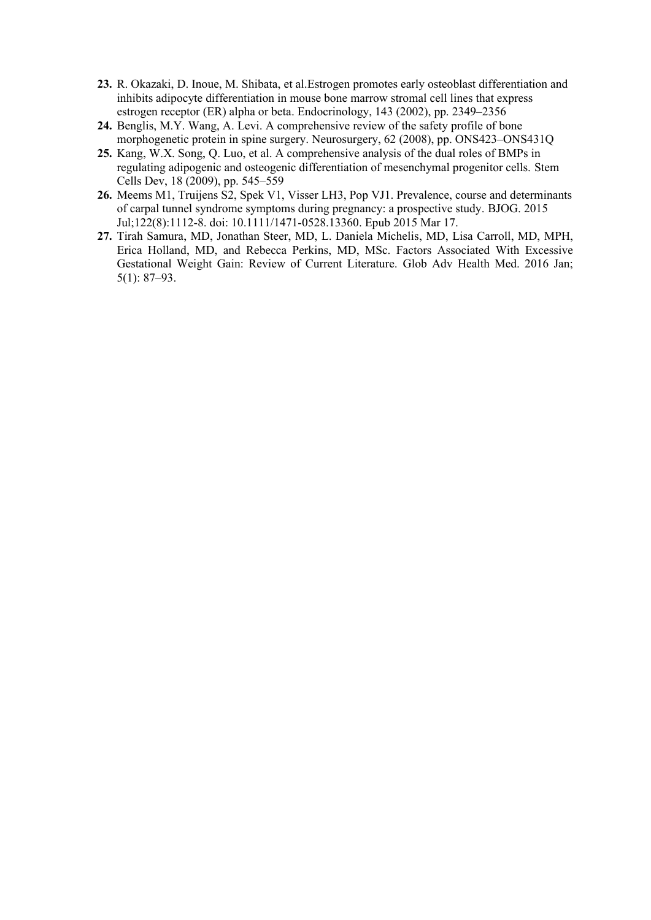23. R. Okazaki, D. Inoue, M. Shibata, et al.Estrogen promotes early osteoblast differentiation and inhibits adipocyte differentiation in mouse bone marrow stromal cell lines that express estrogen receptor (ER) alpha or beta. Endocrinology, 143 (2002), pp. 2349–2356
24. Benglis, M.Y. Wang, A. Levi. A comprehensive review of the safety profile of bone morphogenetic protein in spine surgery. Neurosurgery, 62 (2008), pp. ONS423–ONS431Q
25. Kang, W.X. Song, Q. Luo, et al. A comprehensive analysis of the dual roles of BMPs in regulating adipogenic and osteogenic differentiation of mesenchymal progenitor cells. Stem Cells Dev, 18 (2009), pp. 545–559
26. Meems M1, Truijens S2, Spek V1, Visser LH3, Pop VJ1. Prevalence, course and determinants of carpal tunnel syndrome symptoms during pregnancy: a prospective study. BJOG. 2015 Jul;122(8):1112-8. doi: 10.1111/1471-0528.13360. Epub 2015 Mar 17.
27. Tirah Samura, MD, Jonathan Steer, MD, L. Daniela Michelis, MD, Lisa Carroll, MD, MPH, Erica Holland, MD, and Rebecca Perkins, MD, MSc. Factors Associated With Excessive Gestational Weight Gain: Review of Current Literature. Glob Adv Health Med. 2016 Jan; 5(1): 87–93.